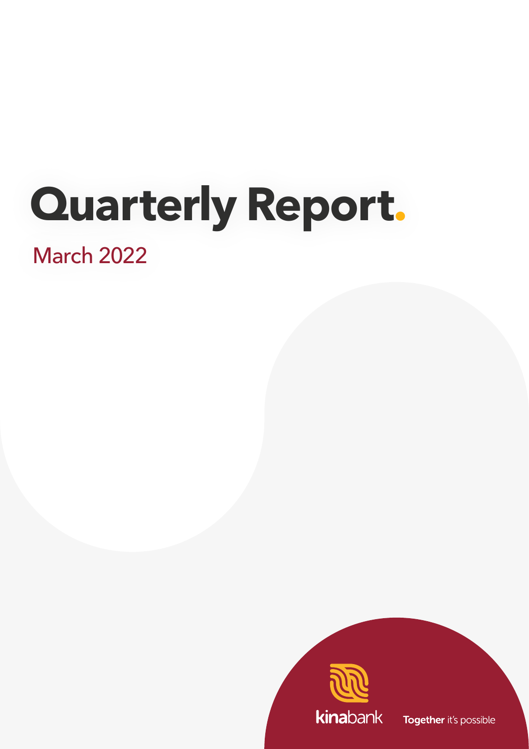# Quarterly Report.

## March 2022

kinabank

**Together** it's possible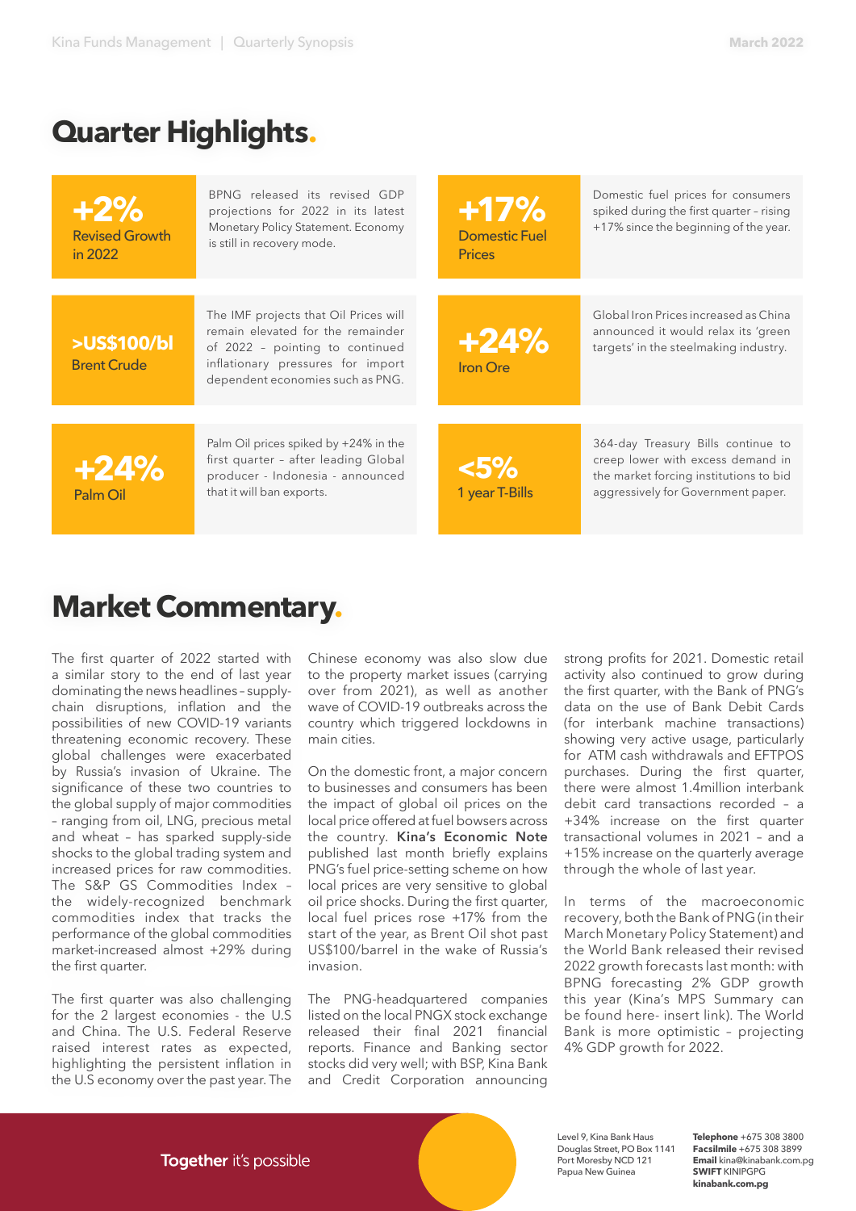# Quarter Highlights.

**+2%**
Revised Growth in 2022

BPNG released its revised GDP projections for 2022 in its latest Monetary Policy Statement. Economy is still in recovery mode.

**+17%**
Domestic Fuel Prices

Domestic fuel prices for consumers spiked during the first quarter – rising +17% since the beginning of the year.

**>US$100/bl**
Brent Crude

The IMF projects that Oil Prices will remain elevated for the remainder of 2022 – pointing to continued inflationary pressures for import dependent economies such as PNG.

**+24%**
Iron Ore

Global Iron Prices increased as China announced it would relax its 'green targets' in the steelmaking industry.

**+24%**
Palm Oil

Palm Oil prices spiked by +24% in the first quarter – after leading Global producer - Indonesia - announced that it will ban exports.

**<5%**
1 year T-Bills

364-day Treasury Bills continue to creep lower with excess demand in the market forcing institutions to bid aggressively for Government paper.

# Market Commentary.

The first quarter of 2022 started with a similar story to the end of last year dominating the news headlines – supply-chain disruptions, inflation and the possibilities of new COVID-19 variants threatening economic recovery. These global challenges were exacerbated by Russia's invasion of Ukraine. The significance of these two countries to the global supply of major commodities – ranging from oil, LNG, precious metal and wheat – has sparked supply-side shocks to the global trading system and increased prices for raw commodities. The S&P GS Commodities Index – the widely-recognized benchmark commodities index that tracks the performance of the global commodities market-increased almost +29% during the first quarter.

The first quarter was also challenging for the 2 largest economies - the U.S and China. The U.S. Federal Reserve raised interest rates as expected, highlighting the persistent inflation in the U.S economy over the past year. The Chinese economy was also slow due to the property market issues (carrying over from 2021), as well as another wave of COVID-19 outbreaks across the country which triggered lockdowns in main cities.

On the domestic front, a major concern to businesses and consumers has been the impact of global oil prices on the local price offered at fuel bowsers across the country. **Kina's Economic Note** published last month briefly explains PNG's fuel price-setting scheme on how local prices are very sensitive to global oil price shocks. During the first quarter, local fuel prices rose +17% from the start of the year, as Brent Oil shot past US$100/barrel in the wake of Russia's invasion.

The PNG-headquartered companies listed on the local PNGX stock exchange released their final 2021 financial reports. Finance and Banking sector stocks did very well; with BSP, Kina Bank and Credit Corporation announcing strong profits for 2021. Domestic retail activity also continued to grow during the first quarter, with the Bank of PNG's data on the use of Bank Debit Cards (for interbank machine transactions) showing very active usage, particularly for ATM cash withdrawals and EFTPOS purchases. During the first quarter, there were almost 1.4million interbank debit card transactions recorded – a +34% increase on the first quarter transactional volumes in 2021 – and a +15% increase on the quarterly average through the whole of last year.

In terms of the macroeconomic recovery, both the Bank of PNG (in their March Monetary Policy Statement) and the World Bank released their revised 2022 growth forecasts last month: with BPNG forecasting 2% GDP growth this year (Kina's MPS Summary can be found here- insert link). The World Bank is more optimistic – projecting 4% GDP growth for 2022.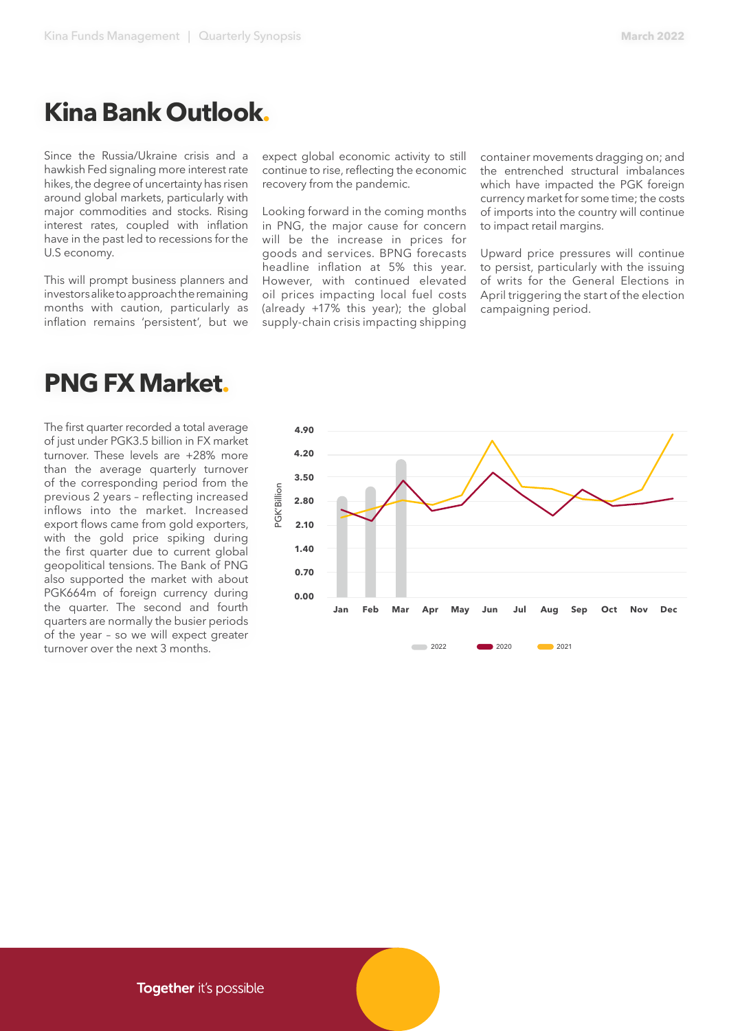# Kina Bank Outlook.

Since the Russia/Ukraine crisis and a hawkish Fed signaling more interest rate hikes, the degree of uncertainty has risen around global markets, particularly with major commodities and stocks. Rising interest rates, coupled with inflation have in the past led to recessions for the U.S economy.

This will prompt business planners and investors alike to approach the remaining months with caution, particularly as inflation remains 'persistent', but we expect global economic activity to still continue to rise, reflecting the economic recovery from the pandemic.

Looking forward in the coming months in PNG, the major cause for concern will be the increase in prices for goods and services. BPNG forecasts headline inflation at 5% this year. However, with continued elevated oil prices impacting local fuel costs (already +17% this year); the global supply-chain crisis impacting shipping container movements dragging on; and the entrenched structural imbalances which have impacted the PGK foreign currency market for some time; the costs of imports into the country will continue to impact retail margins.

Upward price pressures will continue to persist, particularly with the issuing of writs for the General Elections in April triggering the start of the election campaigning period.

# PNG FX Market.

The first quarter recorded a total average of just under PGK3.5 billion in FX market turnover. These levels are +28% more than the average quarterly turnover of the corresponding period from the previous 2 years – reflecting increased inflows into the market. Increased export flows came from gold exporters, with the gold price spiking during the first quarter due to current global geopolitical tensions. The Bank of PNG also supported the market with about PGK664m of foreign currency during the quarter. The second and fourth quarters are normally the busier periods of the year – so we will expect greater turnover over the next 3 months.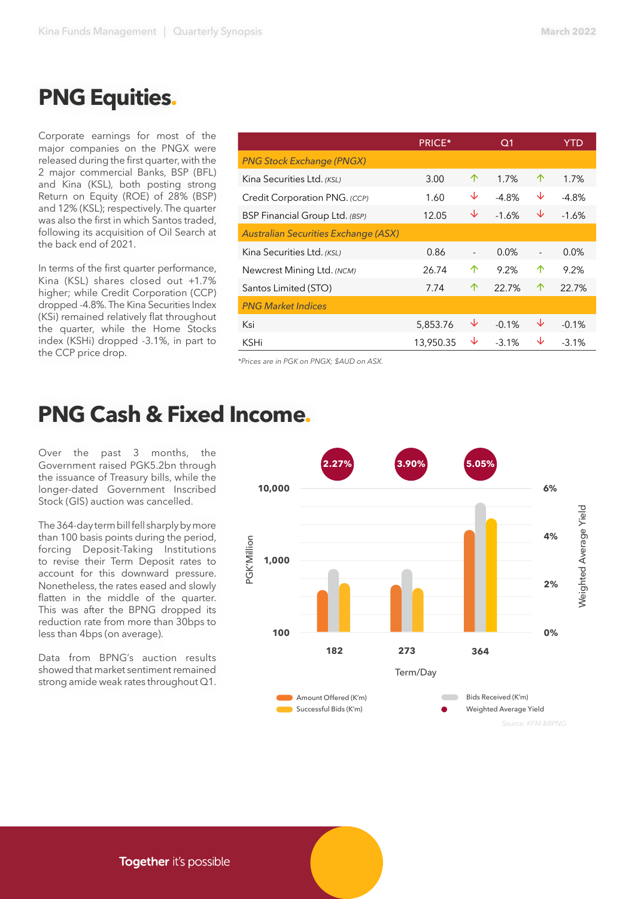# PNG Equities.

Corporate earnings for most of the major companies on the PNGX were released during the first quarter, with the 2 major commercial Banks, BSP (BFL) and Kina (KSL), both posting strong Return on Equity (ROE) of 28% (BSP) and 12% (KSL); respectively. The quarter was also the first in which Santos traded, following its acquisition of Oil Search at the back end of 2021.

In terms of the first quarter performance, Kina (KSL) shares closed out +1.7% higher; while Credit Corporation (CCP) dropped -4.8%. The Kina Securities Index (KSi) remained relatively flat throughout the quarter, while the Home Stocks index (KSHi) dropped -3.1%, in part to the CCP price drop.

| | PRICE* | | Q1 | | YTD |
|---|---|---|---|---|---|
| *PNG Stock Exchange (PNGX)* | | | | | |
| Kina Securities Ltd. *(KSL)* | 3.00 | ↑ | 1.7% | ↑ | 1.7% |
| Credit Corporation PNG. *(CCP)* | 1.60 | ↓ | -4.8% | ↓ | -4.8% |
| BSP Financial Group Ltd. *(BSP)* | 12.05 | ↓ | -1.6% | ↓ | -1.6% |
| *Australian Securities Exchange (ASX)* | | | | | |
| Kina Securities Ltd. *(KSL)* | 0.86 | - | 0.0% | - | 0.0% |
| Newcrest Mining Ltd. *(NCM)* | 26.74 | ↑ | 9.2% | ↑ | 9.2% |
| Santos Limited (STO) | 7.74 | ↑ | 22.7% | ↑ | 22.7% |
| *PNG Market Indices* | | | | | |
| Ksi | 5,853.76 | ↓ | -0.1% | ↓ | -0.1% |
| KSHi | 13,950.35 | ↓ | -3.1% | ↓ | -3.1% |

*\*Prices are in PGK on PNGX; $AUD on ASX.*

# PNG Cash & Fixed Income.

Over the past 3 months, the Government raised PGK5.2bn through the issuance of Treasury bills, while the longer-dated Government Inscribed Stock (GIS) auction was cancelled.

The 364-day term bill fell sharply by more than 100 basis points during the period, forcing Deposit-Taking Institutions to revise their Term Deposit rates to account for this downward pressure. Nonetheless, the rates eased and slowly flatten in the middle of the quarter. This was after the BPNG dropped its reduction rate from more than 30bps to less than 4bps (on average).

Data from BPNG's auction results showed that market sentiment remained strong amide weak rates throughout Q1.

| Term/Day | 182 | 273 | 364 |
|---|---|---|---|
| Weighted Average Yield | 2.27% | 3.90% | 5.05% |

Legend: Amount Offered (K'm), Bids Received (K'm), Successful Bids (K'm), Weighted Average Yield

Source: KFM &BPNG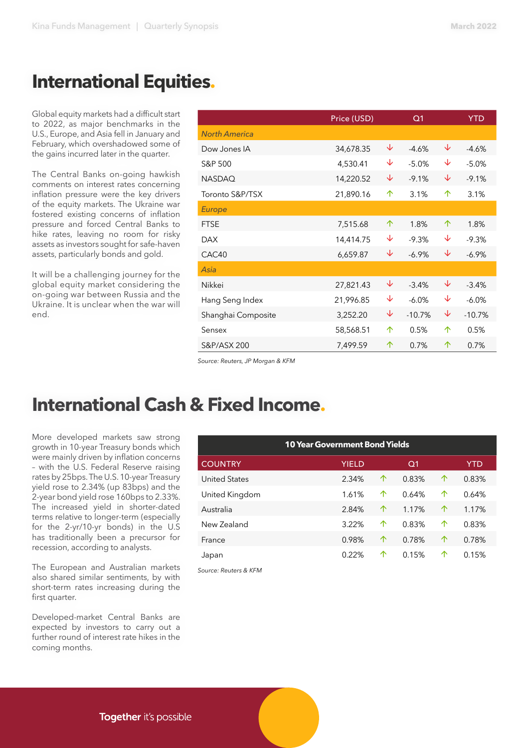# International Equities.

Global equity markets had a difficult start to 2022, as major benchmarks in the U.S., Europe, and Asia fell in January and February, which overshadowed some of the gains incurred later in the quarter.

The Central Banks on-going hawkish comments on interest rates concerning inflation pressure were the key drivers of the equity markets. The Ukraine war fostered existing concerns of inflation pressure and forced Central Banks to hike rates, leaving no room for risky assets as investors sought for safe-haven assets, particularly bonds and gold.

It will be a challenging journey for the global equity market considering the on-going war between Russia and the Ukraine. It is unclear when the war will end.

| | Price (USD) | | Q1 | | YTD |
|---|---|---|---|---|---|
| *North America* | | | | | |
| Dow Jones IA | 34,678.35 | ↓ | -4.6% | ↓ | -4.6% |
| S&P 500 | 4,530.41 | ↓ | -5.0% | ↓ | -5.0% |
| NASDAQ | 14,220.52 | ↓ | -9.1% | ↓ | -9.1% |
| Toronto S&P/TSX | 21,890.16 | ↑ | 3.1% | ↑ | 3.1% |
| *Europe* | | | | | |
| FTSE | 7,515.68 | ↑ | 1.8% | ↑ | 1.8% |
| DAX | 14,414.75 | ↓ | -9.3% | ↓ | -9.3% |
| CAC40 | 6,659.87 | ↓ | -6.9% | ↓ | -6.9% |
| *Asia* | | | | | |
| Nikkei | 27,821.43 | ↓ | -3.4% | ↓ | -3.4% |
| Hang Seng Index | 21,996.85 | ↓ | -6.0% | ↓ | -6.0% |
| Shanghai Composite | 3,252.20 | ↓ | -10.7% | ↓ | -10.7% |
| Sensex | 58,568.51 | ↑ | 0.5% | ↑ | 0.5% |
| S&P/ASX 200 | 7,499.59 | ↑ | 0.7% | ↑ | 0.7% |

*Source: Reuters, JP Morgan & KFM*

# International Cash & Fixed Income.

More developed markets saw strong growth in 10-year Treasury bonds which were mainly driven by inflation concerns – with the U.S. Federal Reserve raising rates by 25bps. The U.S. 10-year Treasury yield rose to 2.34% (up 83bps) and the 2-year bond yield rose 160bps to 2.33%. The increased yield in shorter-dated terms relative to longer-term (especially for the 2-yr/10-yr bonds) in the U.S has traditionally been a precursor for recession, according to analysts.

The European and Australian markets also shared similar sentiments, by with short-term rates increasing during the first quarter.

Developed-market Central Banks are expected by investors to carry out a further round of interest rate hikes in the coming months.

**10 Year Government Bond Yields**

| COUNTRY | YIELD | | Q1 | | YTD |
|---|---|---|---|---|---|
| United States | 2.34% | ↑ | 0.83% | ↑ | 0.83% |
| United Kingdom | 1.61% | ↑ | 0.64% | ↑ | 0.64% |
| Australia | 2.84% | ↑ | 1.17% | ↑ | 1.17% |
| New Zealand | 3.22% | ↑ | 0.83% | ↑ | 0.83% |
| France | 0.98% | ↑ | 0.78% | ↑ | 0.78% |
| Japan | 0.22% | ↑ | 0.15% | ↑ | 0.15% |

*Source: Reuters & KFM*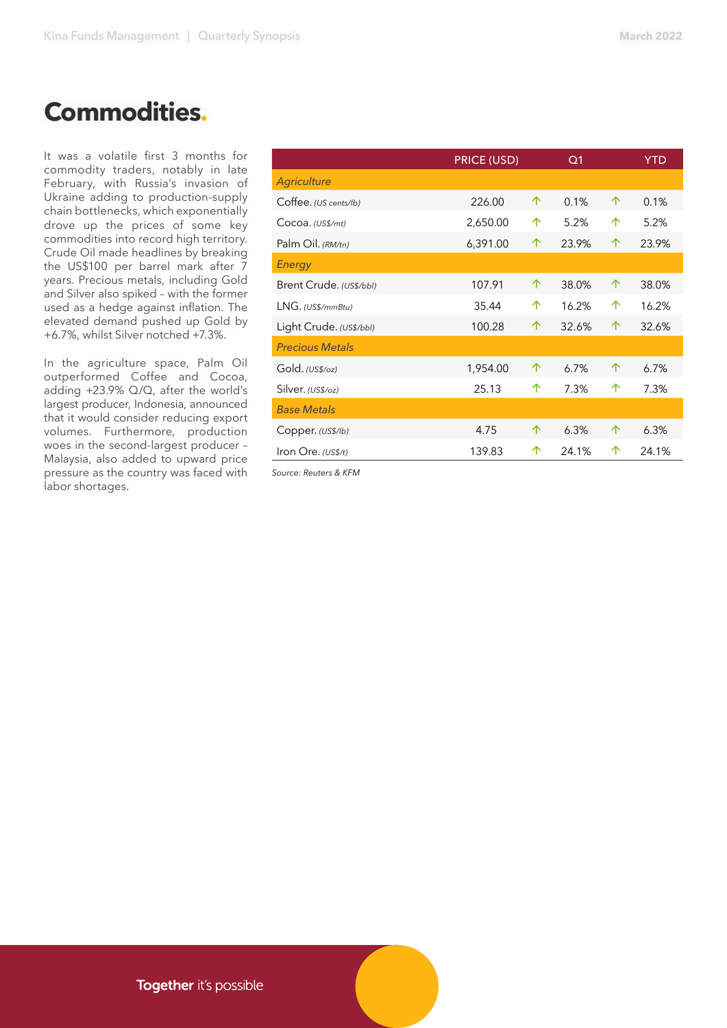# Commodities.

It was a volatile first 3 months for commodity traders, notably in late February, with Russia's invasion of Ukraine adding to production-supply chain bottlenecks, which exponentially drove up the prices of some key commodities into record high territory. Crude Oil made headlines by breaking the US$100 per barrel mark after 7 years. Precious metals, including Gold and Silver also spiked – with the former used as a hedge against inflation. The elevated demand pushed up Gold by +6.7%, whilst Silver notched +7.3%.

In the agriculture space, Palm Oil outperformed Coffee and Cocoa, adding +23.9% Q/Q, after the world's largest producer, Indonesia, announced that it would consider reducing export volumes. Furthermore, production woes in the second-largest producer – Malaysia, also added to upward price pressure as the country was faced with labor shortages.

| | PRICE (USD) | | Q1 | | YTD |
|---|---|---|---|---|---|
| ***Agriculture*** | | | | | |
| Coffee. *(US cents/lb)* | 226.00 | ↑ | 0.1% | ↑ | 0.1% |
| Cocoa. *(US$/mt)* | 2,650.00 | ↑ | 5.2% | ↑ | 5.2% |
| Palm Oil. *(RM/tn)* | 6,391.00 | ↑ | 23.9% | ↑ | 23.9% |
| ***Energy*** | | | | | |
| Brent Crude. *(US$/bbl)* | 107.91 | ↑ | 38.0% | ↑ | 38.0% |
| LNG. *(US$/mmBtu)* | 35.44 | ↑ | 16.2% | ↑ | 16.2% |
| Light Crude. *(US$/bbl)* | 100.28 | ↑ | 32.6% | ↑ | 32.6% |
| ***Precious Metals*** | | | | | |
| Gold. *(US$/oz)* | 1,954.00 | ↑ | 6.7% | ↑ | 6.7% |
| Silver. *(US$/oz)* | 25.13 | ↑ | 7.3% | ↑ | 7.3% |
| ***Base Metals*** | | | | | |
| Copper. *(US$/lb)* | 4.75 | ↑ | 6.3% | ↑ | 6.3% |
| Iron Ore. *(US$/t)* | 139.83 | ↑ | 24.1% | ↑ | 24.1% |

*Source: Reuters & KFM*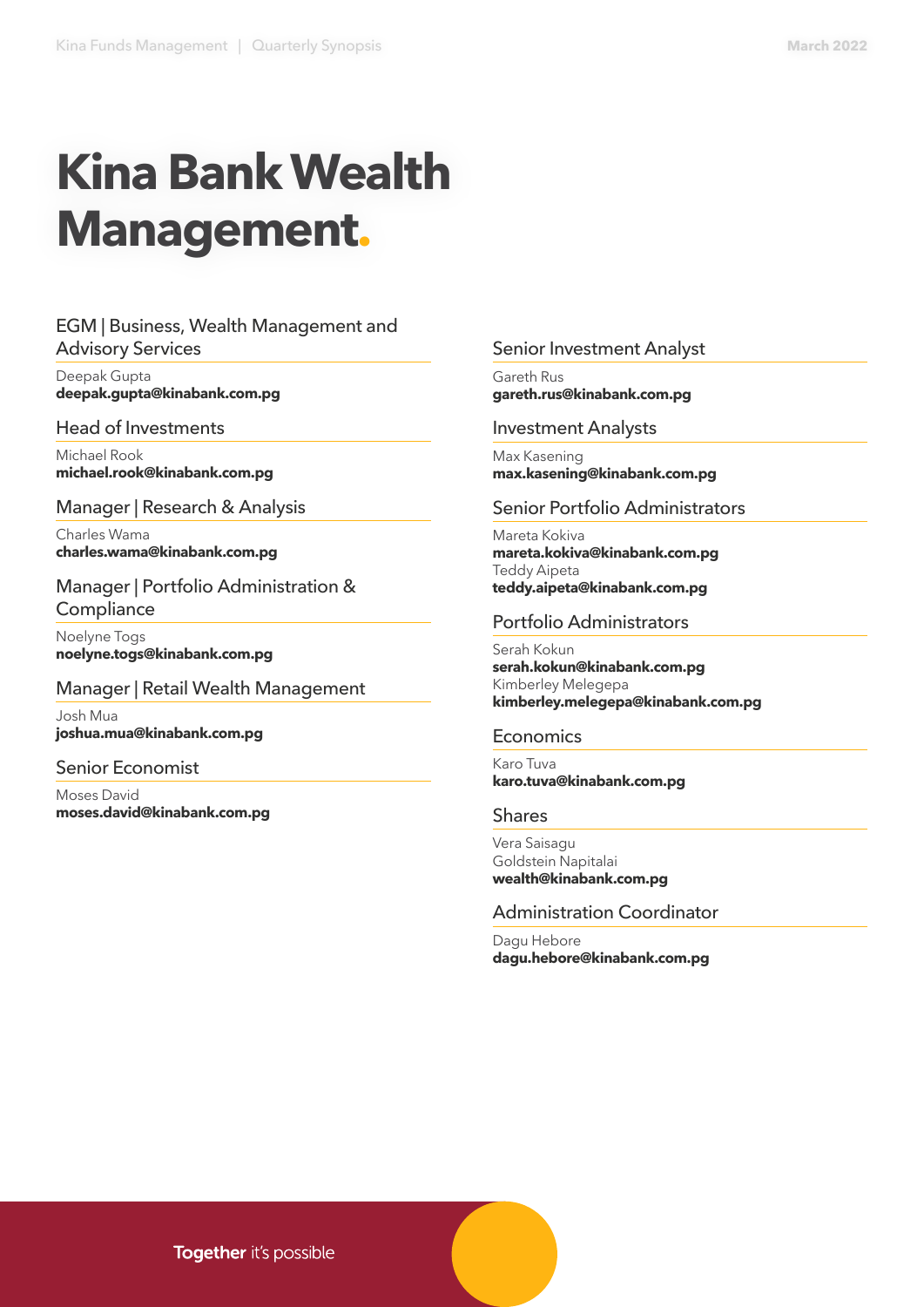# Kina Bank Wealth Management.

### EGM | Business, Wealth Management and Advisory Services

Deepak Gupta
**deepak.gupta@kinabank.com.pg**

### Head of Investments

Michael Rook
**michael.rook@kinabank.com.pg**

### Manager | Research & Analysis

Charles Wama
**charles.wama@kinabank.com.pg**

### Manager | Portfolio Administration & Compliance

Noelyne Togs
**noelyne.togs@kinabank.com.pg**

### Manager | Retail Wealth Management

Josh Mua
**joshua.mua@kinabank.com.pg**

### Senior Economist

Moses David
**moses.david@kinabank.com.pg**

### Senior Investment Analyst

Gareth Rus
**gareth.rus@kinabank.com.pg**

### Investment Analysts

Max Kasening
**max.kasening@kinabank.com.pg**

### Senior Portfolio Administrators

Mareta Kokiva
**mareta.kokiva@kinabank.com.pg**
Teddy Aipeta
**teddy.aipeta@kinabank.com.pg**

### Portfolio Administrators

Serah Kokun
**serah.kokun@kinabank.com.pg**
Kimberley Melegepa
**kimberley.melegepa@kinabank.com.pg**

### Economics

Karo Tuva
**karo.tuva@kinabank.com.pg**

### Shares

Vera Saisagu
Goldstein Napitalai
**wealth@kinabank.com.pg**

### Administration Coordinator

Dagu Hebore
**dagu.hebore@kinabank.com.pg**

**Together** it's possible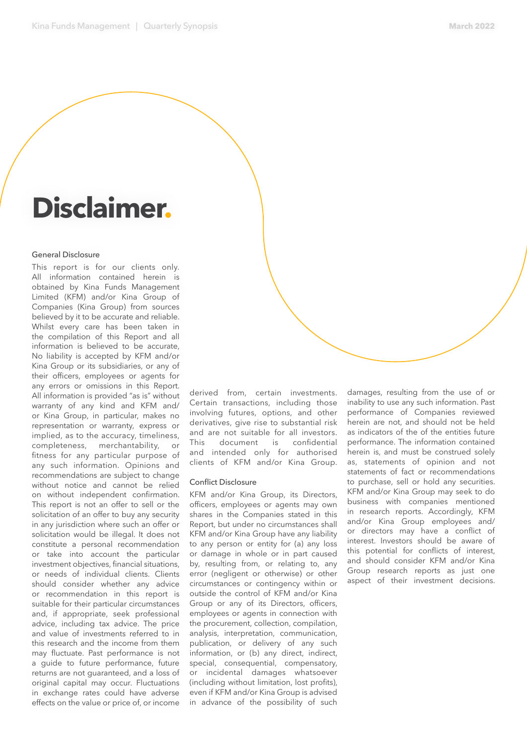# Disclaimer.

## General Disclosure

This report is for our clients only. All information contained herein is obtained by Kina Funds Management Limited (KFM) and/or Kina Group of Companies (Kina Group) from sources believed by it to be accurate and reliable. Whilst every care has been taken in the compilation of this Report and all information is believed to be accurate, No liability is accepted by KFM and/or Kina Group or its subsidiaries, or any of their officers, employees or agents for any errors or omissions in this Report. All information is provided "as is" without warranty of any kind and KFM and/or Kina Group, in particular, makes no representation or warranty, express or implied, as to the accuracy, timeliness, completeness, merchantability, or fitness for any particular purpose of any such information. Opinions and recommendations are subject to change without notice and cannot be relied on without independent confirmation. This report is not an offer to sell or the solicitation of an offer to buy any security in any jurisdiction where such an offer or solicitation would be illegal. It does not constitute a personal recommendation or take into account the particular investment objectives, financial situations, or needs of individual clients. Clients should consider whether any advice or recommendation in this report is suitable for their particular circumstances and, if appropriate, seek professional advice, including tax advice. The price and value of investments referred to in this research and the income from them may fluctuate. Past performance is not a guide to future performance, future returns are not guaranteed, and a loss of original capital may occur. Fluctuations in exchange rates could have adverse effects on the value or price of, or income derived from, certain investments. Certain transactions, including those involving futures, options, and other derivatives, give rise to substantial risk and are not suitable for all investors. This document is confidential and intended only for authorised clients of KFM and/or Kina Group.

## Conflict Disclosure

KFM and/or Kina Group, its Directors, officers, employees or agents may own shares in the Companies stated in this Report, but under no circumstances shall KFM and/or Kina Group have any liability to any person or entity for (a) any loss or damage in whole or in part caused by, resulting from, or relating to, any error (negligent or otherwise) or other circumstances or contingency within or outside the control of KFM and/or Kina Group or any of its Directors, officers, employees or agents in connection with the procurement, collection, compilation, analysis, interpretation, communication, publication, or delivery of any such information, or (b) any direct, indirect, special, consequential, compensatory, or incidental damages whatsoever (including without limitation, lost profits), even if KFM and/or Kina Group is advised in advance of the possibility of such damages, resulting from the use of or inability to use any such information. Past performance of Companies reviewed herein are not, and should not be held as indicators of the of the entities future performance. The information contained herein is, and must be construed solely as, statements of opinion and not statements of fact or recommendations to purchase, sell or hold any securities. KFM and/or Kina Group may seek to do business with companies mentioned in research reports. Accordingly, KFM and/or Kina Group employees and/ or directors may have a conflict of interest. Investors should be aware of this potential for conflicts of interest, and should consider KFM and/or Kina Group research reports as just one aspect of their investment decisions.